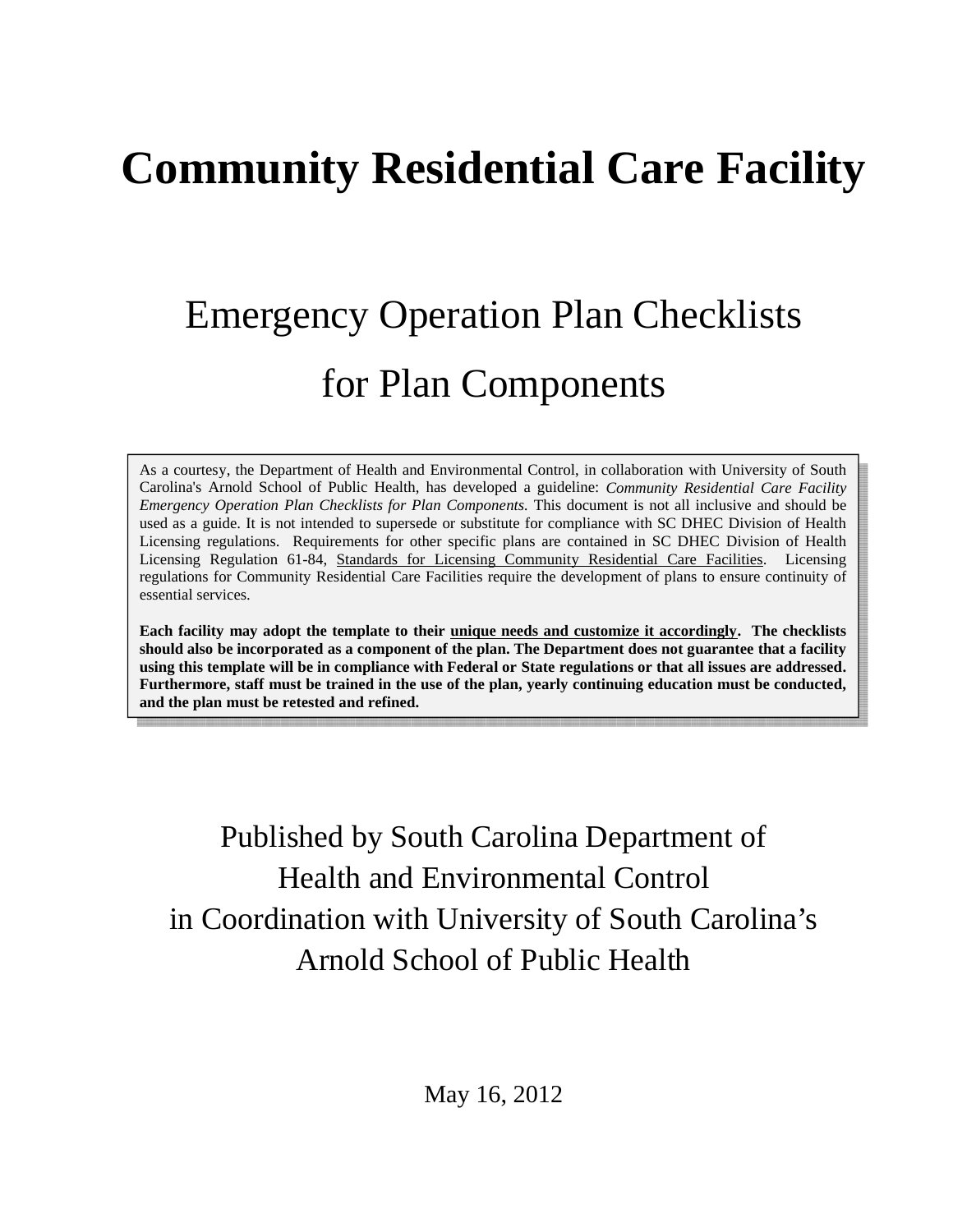# Community Residential Care Facility

## Emergency Operation Plan Checklists for Plan Components

As a courtesy, the Department of Health and Environmental Control, in collaboration with University of South Carolina's Arnold School of Public Health, has developed a guideline: *Community Residential Care Facility Emergency Operation Plan Checklists for Plan Components.* This document is not all inclusive and should be used as a guide. It is not intended to supersede or substitute for compliance with SC DHEC Division of Health Licensing regulations. Requirements for other specific plans are contained in SC DHEC Division of Health Licensing Regulation 61-84, Standards for Licensing Community Residential Care Facilities. Licensing regulations for Community Residential Care Facilities require the development of plans to ensure continuity of essential services.

**Each facility may adopt the template to their unique needs and customize it accordingly. The checklists should also be incorporated as a component of the plan. The Department does not guarantee that a facility using this template will be in compliance with Federal or State regulations or that all issues are addressed. Furthermore, staff must be trained in the use of the plan, yearly continuing education must be conducted, and the plan must be retested and refined.**

Published by South Carolina Department of Health and Environmental Control in Coordination with University of South Carolina's Arnold School of Public Health

May 16, 2012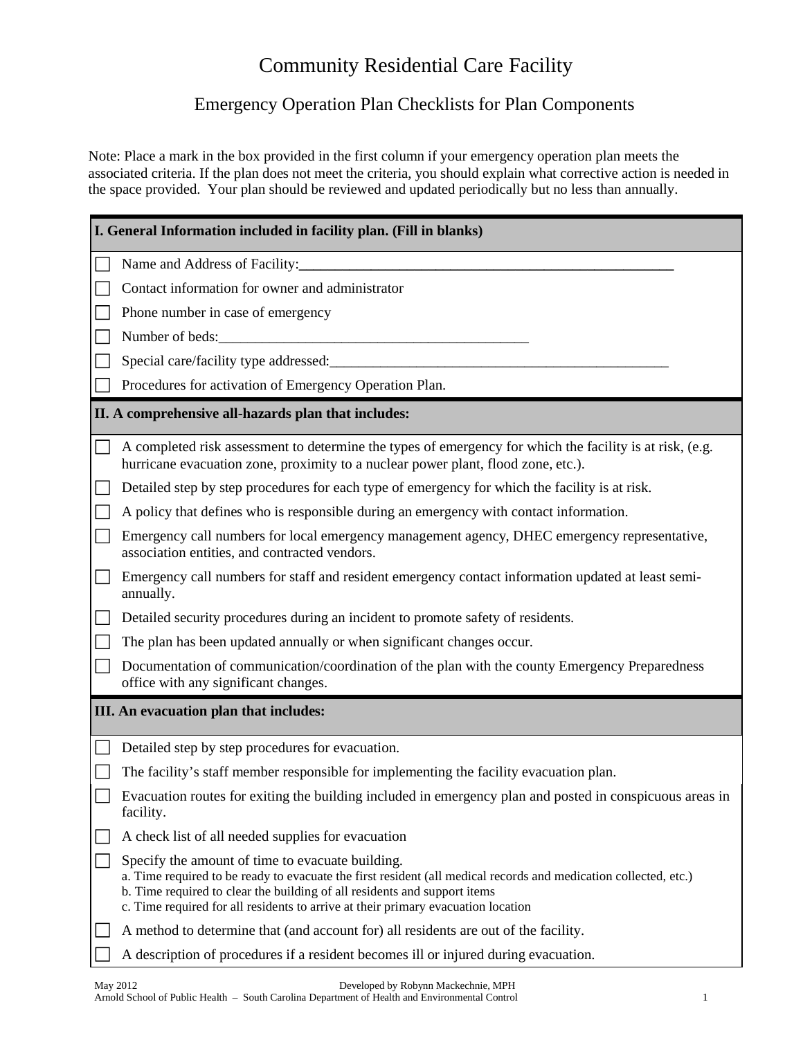# Community Residential Care Facility

## Emergency Operation Plan Checklists for Plan Components

Note: Place a mark in the box provided in the first column if your emergency operation plan meets the associated criteria. If the plan does not meet the criteria, you should explain what corrective action is needed in the space provided. Your plan should be reviewed and updated periodically but no less than annually.

| | |
|---|---|
| **I. General Information included in facility plan. (Fill in blanks)** | |
| ☐ | Name and Address of Facility:\_\_\_\_\_\_\_\_\_\_\_\_\_\_\_\_\_\_\_\_\_\_\_\_\_\_\_\_\_\_\_\_\_\_\_\_\_\_\_\_\_\_\_\_\_\_ |
| ☐ | Contact information for owner and administrator |
| ☐ | Phone number in case of emergency |
| ☐ | Number of beds:\_\_\_\_\_\_\_\_\_\_\_\_\_\_\_\_\_\_\_\_\_\_\_\_\_\_\_\_\_\_\_\_\_\_\_\_\_\_\_\_\_\_\_\_ |
| ☐ | Special care/facility type addressed:\_\_\_\_\_\_\_\_\_\_\_\_\_\_\_\_\_\_\_\_\_\_\_\_\_\_\_\_\_\_\_\_\_\_\_\_\_\_\_\_\_\_\_\_\_\_\_\_ |
| ☐ | Procedures for activation of Emergency Operation Plan. |
| **II. A comprehensive all-hazards plan that includes:** | |
| ☐ | A completed risk assessment to determine the types of emergency for which the facility is at risk, (e.g. hurricane evacuation zone, proximity to a nuclear power plant, flood zone, etc.). |
| ☐ | Detailed step by step procedures for each type of emergency for which the facility is at risk. |
| ☐ | A policy that defines who is responsible during an emergency with contact information. |
| ☐ | Emergency call numbers for local emergency management agency, DHEC emergency representative, association entities, and contracted vendors. |
| ☐ | Emergency call numbers for staff and resident emergency contact information updated at least semi-annually. |
| ☐ | Detailed security procedures during an incident to promote safety of residents. |
| ☐ | The plan has been updated annually or when significant changes occur. |
| ☐ | Documentation of communication/coordination of the plan with the county Emergency Preparedness office with any significant changes. |
| **III. An evacuation plan that includes:** | |
| ☐ | Detailed step by step procedures for evacuation. |
| ☐ | The facility's staff member responsible for implementing the facility evacuation plan. |
| ☐ | Evacuation routes for exiting the building included in emergency plan and posted in conspicuous areas in facility. |
| ☐ | A check list of all needed supplies for evacuation |
| ☐ | Specify the amount of time to evacuate building.<br>a. Time required to be ready to evacuate the first resident (all medical records and medication collected, etc.)<br>b. Time required to clear the building of all residents and support items<br>c. Time required for all residents to arrive at their primary evacuation location |
| ☐ | A method to determine that (and account for) all residents are out of the facility. |
| ☐ | A description of procedures if a resident becomes ill or injured during evacuation. |

May 2012 Developed by Robynn Mackechnie, MPH
Arnold School of Public Health – South Carolina Department of Health and Environmental Control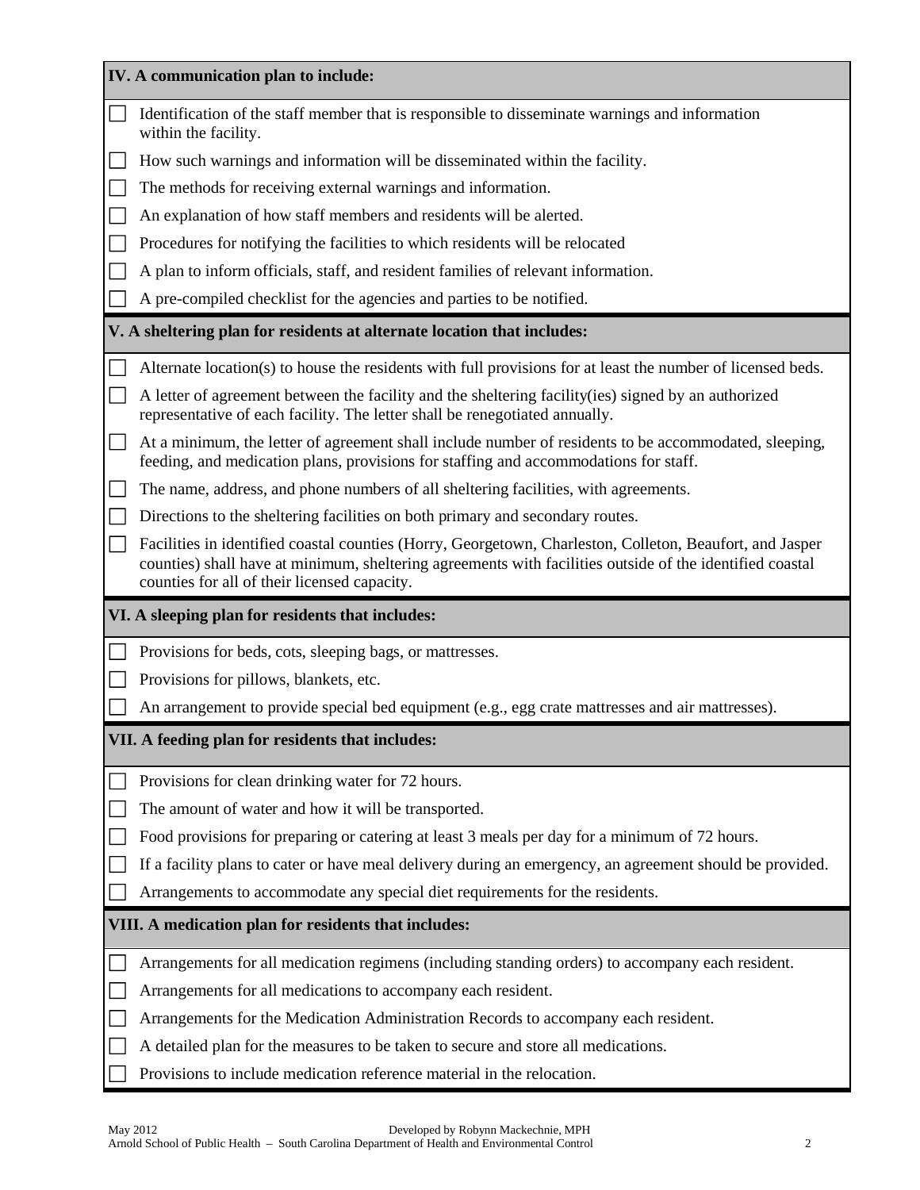### IV. A communication plan to include:

- [ ] Identification of the staff member that is responsible to disseminate warnings and information within the facility.
- [ ] How such warnings and information will be disseminated within the facility.
- [ ] The methods for receiving external warnings and information.
- [ ] An explanation of how staff members and residents will be alerted.
- [ ] Procedures for notifying the facilities to which residents will be relocated
- [ ] A plan to inform officials, staff, and resident families of relevant information.
- [ ] A pre-compiled checklist for the agencies and parties to be notified.

### V. A sheltering plan for residents at alternate location that includes:

- [ ] Alternate location(s) to house the residents with full provisions for at least the number of licensed beds.
- [ ] A letter of agreement between the facility and the sheltering facility(ies) signed by an authorized representative of each facility. The letter shall be renegotiated annually.
- [ ] At a minimum, the letter of agreement shall include number of residents to be accommodated, sleeping, feeding, and medication plans, provisions for staffing and accommodations for staff.
- [ ] The name, address, and phone numbers of all sheltering facilities, with agreements.
- [ ] Directions to the sheltering facilities on both primary and secondary routes.
- [ ] Facilities in identified coastal counties (Horry, Georgetown, Charleston, Colleton, Beaufort, and Jasper counties) shall have at minimum, sheltering agreements with facilities outside of the identified coastal counties for all of their licensed capacity.

### VI. A sleeping plan for residents that includes:

- [ ] Provisions for beds, cots, sleeping bags, or mattresses.
- [ ] Provisions for pillows, blankets, etc.
- [ ] An arrangement to provide special bed equipment (e.g., egg crate mattresses and air mattresses).

### VII. A feeding plan for residents that includes:

- [ ] Provisions for clean drinking water for 72 hours.
- [ ] The amount of water and how it will be transported.
- [ ] Food provisions for preparing or catering at least 3 meals per day for a minimum of 72 hours.
- [ ] If a facility plans to cater or have meal delivery during an emergency, an agreement should be provided.
- [ ] Arrangements to accommodate any special diet requirements for the residents.

### VIII. A medication plan for residents that includes:

- [ ] Arrangements for all medication regimens (including standing orders) to accompany each resident.
- [ ] Arrangements for all medications to accompany each resident.
- [ ] Arrangements for the Medication Administration Records to accompany each resident.
- [ ] A detailed plan for the measures to be taken to secure and store all medications.
- [ ] Provisions to include medication reference material in the relocation.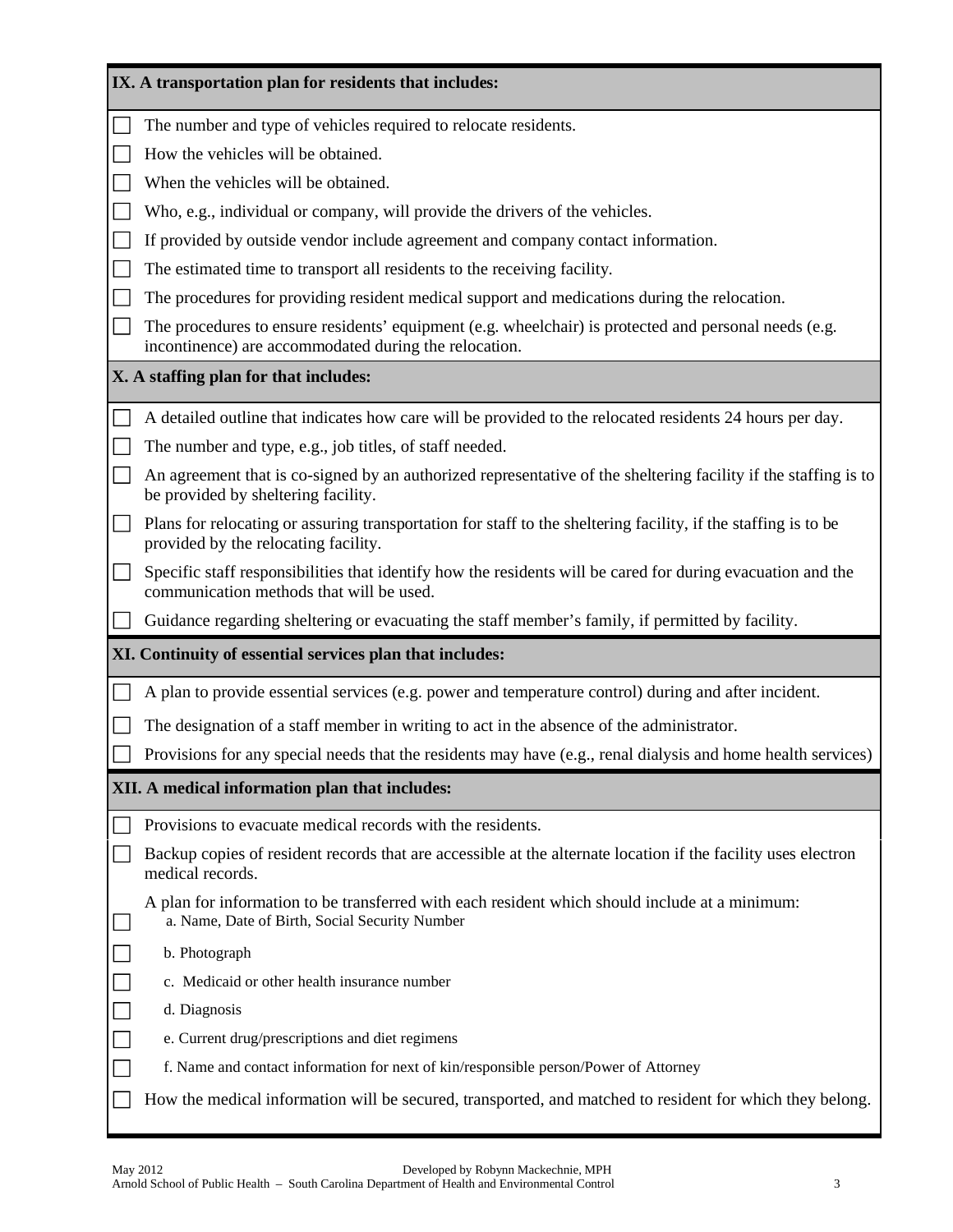| IX. A transportation plan for residents that includes: | |
|---|---|
| ☐ | The number and type of vehicles required to relocate residents. |
| ☐ | How the vehicles will be obtained. |
| ☐ | When the vehicles will be obtained. |
| ☐ | Who, e.g., individual or company, will provide the drivers of the vehicles. |
| ☐ | If provided by outside vendor include agreement and company contact information. |
| ☐ | The estimated time to transport all residents to the receiving facility. |
| ☐ | The procedures for providing resident medical support and medications during the relocation. |
| ☐ | The procedures to ensure residents' equipment (e.g. wheelchair) is protected and personal needs (e.g. incontinence) are accommodated during the relocation. |
| **X. A staffing plan for that includes:** | |
| ☐ | A detailed outline that indicates how care will be provided to the relocated residents 24 hours per day. |
| ☐ | The number and type, e.g., job titles, of staff needed. |
| ☐ | An agreement that is co-signed by an authorized representative of the sheltering facility if the staffing is to be provided by sheltering facility. |
| ☐ | Plans for relocating or assuring transportation for staff to the sheltering facility, if the staffing is to be provided by the relocating facility. |
| ☐ | Specific staff responsibilities that identify how the residents will be cared for during evacuation and the communication methods that will be used. |
| ☐ | Guidance regarding sheltering or evacuating the staff member's family, if permitted by facility. |
| **XI. Continuity of essential services plan that includes:** | |
| ☐ | A plan to provide essential services (e.g. power and temperature control) during and after incident. |
| ☐ | The designation of a staff member in writing to act in the absence of the administrator. |
| ☐ | Provisions for any special needs that the residents may have (e.g., renal dialysis and home health services) |
| **XII. A medical information plan that includes:** | |
| ☐ | Provisions to evacuate medical records with the residents. |
| ☐ | Backup copies of resident records that are accessible at the alternate location if the facility uses electron medical records. |
| ☐ | A plan for information to be transferred with each resident which should include at a minimum:<br>a. Name, Date of Birth, Social Security Number |
| ☐ | b. Photograph |
| ☐ | c. Medicaid or other health insurance number |
| ☐ | d. Diagnosis |
| ☐ | e. Current drug/prescriptions and diet regimens |
| ☐ | f. Name and contact information for next of kin/responsible person/Power of Attorney |
| ☐ | How the medical information will be secured, transported, and matched to resident for which they belong. |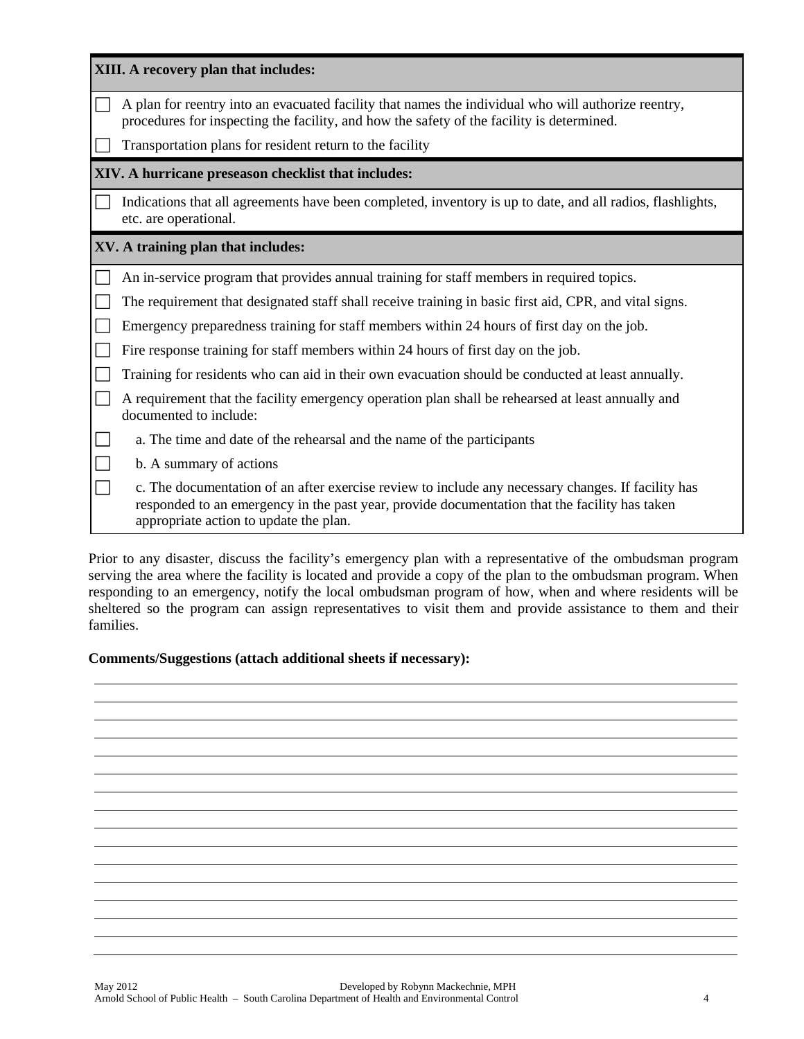**XIII. A recovery plan that includes:**

- [ ] A plan for reentry into an evacuated facility that names the individual who will authorize reentry, procedures for inspecting the facility, and how the safety of the facility is determined.
- [ ] Transportation plans for resident return to the facility

**XIV. A hurricane preseason checklist that includes:**

- [ ] Indications that all agreements have been completed, inventory is up to date, and all radios, flashlights, etc. are operational.

**XV. A training plan that includes:**

- [ ] An in-service program that provides annual training for staff members in required topics.
- [ ] The requirement that designated staff shall receive training in basic first aid, CPR, and vital signs.
- [ ] Emergency preparedness training for staff members within 24 hours of first day on the job.
- [ ] Fire response training for staff members within 24 hours of first day on the job.
- [ ] Training for residents who can aid in their own evacuation should be conducted at least annually.
- [ ] A requirement that the facility emergency operation plan shall be rehearsed at least annually and documented to include:
  - [ ] a. The time and date of the rehearsal and the name of the participants
  - [ ] b. A summary of actions
  - [ ] c. The documentation of an after exercise review to include any necessary changes. If facility has responded to an emergency in the past year, provide documentation that the facility has taken appropriate action to update the plan.

Prior to any disaster, discuss the facility's emergency plan with a representative of the ombudsman program serving the area where the facility is located and provide a copy of the plan to the ombudsman program. When responding to an emergency, notify the local ombudsman program of how, when and where residents will be sheltered so the program can assign representatives to visit them and provide assistance to them and their families.

**Comments/Suggestions (attach additional sheets if necessary):**

May 2012 Developed by Robynn Mackechnie, MPH
Arnold School of Public Health – South Carolina Department of Health and Environmental Control